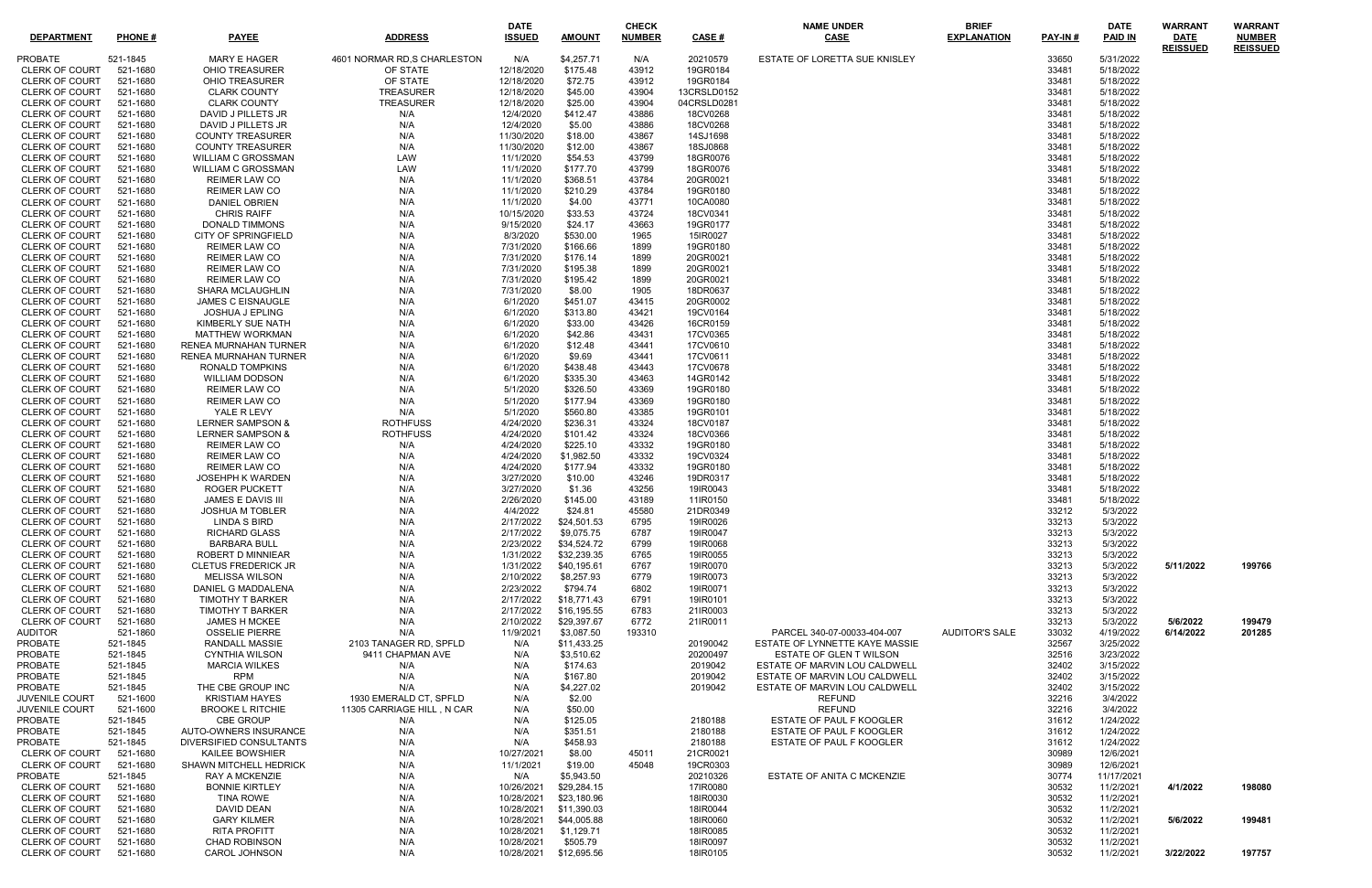| DEPARTMENT | PHONE # | PAYEE | ADDRESS | DATE ISSUED | AMOUNT | CHECK NUMBER | CASE # | NAME UNDER CASE | BRIEF EXPLANATION | PAY-IN # | DATE PAID IN | WARRANT DATE REISSUED | WARRANT NUMBER REISSUED |
|---|---|---|---|---|---|---|---|---|---|---|---|---|---|
| PROBATE | 521-1845 | MARY E HAGER | 4601 NORMAR RD,S CHARLESTON | N/A | $4,257.71 | N/A | 20210579 | ESTATE OF LORETTA SUE KNISLEY | | 33650 | 5/31/2022 | | |
| CLERK OF COURT | 521-1680 | OHIO TREASURER | OF STATE | 12/18/2020 | $175.48 | 43912 | 19GR0184 | | | 33481 | 5/18/2022 | | |
| CLERK OF COURT | 521-1680 | OHIO TREASURER | OF STATE | 12/18/2020 | $72.75 | 43912 | 19GR0184 | | | 33481 | 5/18/2022 | | |
| CLERK OF COURT | 521-1680 | CLARK COUNTY | TREASURER | 12/18/2020 | $45.00 | 43904 | 13CRSLD0152 | | | 33481 | 5/18/2022 | | |
| CLERK OF COURT | 521-1680 | CLARK COUNTY | TREASURER | 12/18/2020 | $25.00 | 43904 | 04CRSLD0281 | | | 33481 | 5/18/2022 | | |
| CLERK OF COURT | 521-1680 | DAVID J PILLETS JR | N/A | 12/4/2020 | $412.47 | 43886 | 18CV0268 | | | 33481 | 5/18/2022 | | |
| CLERK OF COURT | 521-1680 | DAVID J PILLETS JR | N/A | 12/4/2020 | $5.00 | 43886 | 18CV0268 | | | 33481 | 5/18/2022 | | |
| CLERK OF COURT | 521-1680 | COUNTY TREASURER | N/A | 11/30/2020 | $18.00 | 43867 | 14SJ1698 | | | 33481 | 5/18/2022 | | |
| CLERK OF COURT | 521-1680 | COUNTY TREASURER | N/A | 11/30/2020 | $12.00 | 43867 | 18SJ0868 | | | 33481 | 5/18/2022 | | |
| CLERK OF COURT | 521-1680 | WILLIAM C GROSSMAN | LAW | 11/1/2020 | $54.53 | 43799 | 18GR0076 | | | 33481 | 5/18/2022 | | |
| CLERK OF COURT | 521-1680 | WILLIAM C GROSSMAN | LAW | 11/1/2020 | $177.70 | 43799 | 18GR0076 | | | 33481 | 5/18/2022 | | |
| CLERK OF COURT | 521-1680 | REIMER LAW CO | N/A | 11/1/2020 | $368.51 | 43784 | 20GR0021 | | | 33481 | 5/18/2022 | | |
| CLERK OF COURT | 521-1680 | REIMER LAW CO | N/A | 11/1/2020 | $210.29 | 43784 | 19GR0180 | | | 33481 | 5/18/2022 | | |
| CLERK OF COURT | 521-1680 | DANIEL OBRIEN | N/A | 11/1/2020 | $4.00 | 43771 | 10CA0080 | | | 33481 | 5/18/2022 | | |
| CLERK OF COURT | 521-1680 | CHRIS RAIFF | N/A | 10/15/2020 | $33.53 | 43724 | 18CV0341 | | | 33481 | 5/18/2022 | | |
| CLERK OF COURT | 521-1680 | DONALD TIMMONS | N/A | 9/15/2020 | $24.17 | 43663 | 19GR0177 | | | 33481 | 5/18/2022 | | |
| CLERK OF COURT | 521-1680 | CITY OF SPRINGFIELD | N/A | 8/3/2020 | $530.00 | 1965 | 15IR0027 | | | 33481 | 5/18/2022 | | |
| CLERK OF COURT | 521-1680 | REIMER LAW CO | N/A | 7/31/2020 | $166.66 | 1899 | 19GR0180 | | | 33481 | 5/18/2022 | | |
| CLERK OF COURT | 521-1680 | REIMER LAW CO | N/A | 7/31/2020 | $176.14 | 1899 | 20GR0021 | | | 33481 | 5/18/2022 | | |
| CLERK OF COURT | 521-1680 | REIMER LAW CO | N/A | 7/31/2020 | $195.38 | 1899 | 20GR0021 | | | 33481 | 5/18/2022 | | |
| CLERK OF COURT | 521-1680 | REIMER LAW CO | N/A | 7/31/2020 | $195.42 | 1899 | 20GR0021 | | | 33481 | 5/18/2022 | | |
| CLERK OF COURT | 521-1680 | SHARA MCLAUGHLIN | N/A | 7/31/2020 | $8.00 | 1905 | 18DR0637 | | | 33481 | 5/18/2022 | | |
| CLERK OF COURT | 521-1680 | JAMES C EISNAUGLE | N/A | 6/1/2020 | $451.07 | 43415 | 20GR0002 | | | 33481 | 5/18/2022 | | |
| CLERK OF COURT | 521-1680 | JOSHUA J EPLING | N/A | 6/1/2020 | $313.80 | 43421 | 19CV0164 | | | 33481 | 5/18/2022 | | |
| CLERK OF COURT | 521-1680 | KIMBERLY SUE NATH | N/A | 6/1/2020 | $33.00 | 43426 | 16CR0159 | | | 33481 | 5/18/2022 | | |
| CLERK OF COURT | 521-1680 | MATTHEW WORKMAN | N/A | 6/1/2020 | $42.86 | 43431 | 17CV0365 | | | 33481 | 5/18/2022 | | |
| CLERK OF COURT | 521-1680 | RENEA MURNAHAN TURNER | N/A | 6/1/2020 | $12.48 | 43441 | 17CV0610 | | | 33481 | 5/18/2022 | | |
| CLERK OF COURT | 521-1680 | RENEA MURNAHAN TURNER | N/A | 6/1/2020 | $9.69 | 43441 | 17CV0611 | | | 33481 | 5/18/2022 | | |
| CLERK OF COURT | 521-1680 | RONALD TOMPKINS | N/A | 6/1/2020 | $438.48 | 43443 | 17CV0678 | | | 33481 | 5/18/2022 | | |
| CLERK OF COURT | 521-1680 | WILLIAM DODSON | N/A | 6/1/2020 | $335.30 | 43463 | 14GR0142 | | | 33481 | 5/18/2022 | | |
| CLERK OF COURT | 521-1680 | REIMER LAW CO | N/A | 5/1/2020 | $326.50 | 43369 | 19GR0180 | | | 33481 | 5/18/2022 | | |
| CLERK OF COURT | 521-1680 | REIMER LAW CO | N/A | 5/1/2020 | $177.94 | 43369 | 19GR0180 | | | 33481 | 5/18/2022 | | |
| CLERK OF COURT | 521-1680 | YALE R LEVY | N/A | 5/1/2020 | $560.80 | 43385 | 19GR0101 | | | 33481 | 5/18/2022 | | |
| CLERK OF COURT | 521-1680 | LERNER SAMPSON & | ROTHFUSS | 4/24/2020 | $236.31 | 43324 | 18CV0187 | | | 33481 | 5/18/2022 | | |
| CLERK OF COURT | 521-1680 | LERNER SAMPSON & | ROTHFUSS | 4/24/2020 | $101.42 | 43324 | 18CV0366 | | | 33481 | 5/18/2022 | | |
| CLERK OF COURT | 521-1680 | REIMER LAW CO | N/A | 4/24/2020 | $225.10 | 43332 | 19GR0180 | | | 33481 | 5/18/2022 | | |
| CLERK OF COURT | 521-1680 | REIMER LAW CO | N/A | 4/24/2020 | $1,982.50 | 43332 | 19CV0324 | | | 33481 | 5/18/2022 | | |
| CLERK OF COURT | 521-1680 | REIMER LAW CO | N/A | 4/24/2020 | $177.94 | 43332 | 19GR0180 | | | 33481 | 5/18/2022 | | |
| CLERK OF COURT | 521-1680 | JOSEHPH K WARDEN | N/A | 3/27/2020 | $10.00 | 43246 | 19DR0317 | | | 33481 | 5/18/2022 | | |
| CLERK OF COURT | 521-1680 | ROGER PUCKETT | N/A | 3/27/2020 | $1.36 | 43256 | 19IR0043 | | | 33481 | 5/18/2022 | | |
| CLERK OF COURT | 521-1680 | JAMES E DAVIS III | N/A | 2/26/2020 | $145.00 | 43189 | 11IR0150 | | | 33481 | 5/18/2022 | | |
| CLERK OF COURT | 521-1680 | JOSHUA M TOBLER | N/A | 4/4/2022 | $24.81 | 45580 | 21DR0349 | | | 33212 | 5/3/2022 | | |
| CLERK OF COURT | 521-1680 | LINDA S BIRD | N/A | 2/17/2022 | $24,501.53 | 6795 | 19IR0026 | | | 33213 | 5/3/2022 | | |
| CLERK OF COURT | 521-1680 | RICHARD GLASS | N/A | 2/17/2022 | $9,075.75 | 6787 | 19IR0047 | | | 33213 | 5/3/2022 | | |
| CLERK OF COURT | 521-1680 | BARBARA BULL | N/A | 2/23/2022 | $34,524.72 | 6799 | 19IR0068 | | | 33213 | 5/3/2022 | | |
| CLERK OF COURT | 521-1680 | ROBERT D MINNIEAR | N/A | 1/31/2022 | $32,239.35 | 6765 | 19IR0055 | | | 33213 | 5/3/2022 | | |
| CLERK OF COURT | 521-1680 | CLETUS FREDERICK JR | N/A | 1/31/2022 | $40,195.61 | 6767 | 19IR0070 | | | 33213 | 5/3/2022 | 5/11/2022 | 199766 |
| CLERK OF COURT | 521-1680 | MELISSA WILSON | N/A | 2/10/2022 | $8,257.93 | 6779 | 19IR0073 | | | 33213 | 5/3/2022 | | |
| CLERK OF COURT | 521-1680 | DANIEL G MADDALENA | N/A | 2/23/2022 | $794.74 | 6802 | 19IR0071 | | | 33213 | 5/3/2022 | | |
| CLERK OF COURT | 521-1680 | TIMOTHY T BARKER | N/A | 2/17/2022 | $18,771.43 | 6791 | 19IR0101 | | | 33213 | 5/3/2022 | | |
| CLERK OF COURT | 521-1680 | TIMOTHY T BARKER | N/A | 2/17/2022 | $16,195.55 | 6783 | 21IR0003 | | | 33213 | 5/3/2022 | | |
| CLERK OF COURT | 521-1680 | JAMES H MCKEE | N/A | 2/10/2022 | $29,397.67 | 6772 | 21IR0011 | | | 33213 | 5/3/2022 | 5/6/2022 | 199479 |
| AUDITOR | 521-1860 | OSSELIE PIERRE | N/A | 11/9/2021 | $3,087.50 | 193310 | | PARCEL 340-07-00033-404-007 | AUDITOR'S SALE | 33032 | 4/19/2022 | 6/14/2022 | 201285 |
| PROBATE | 521-1845 | RANDALL MASSIE | 2103 TANAGER RD, SPFLD | N/A | $11,433.25 | | 20190042 | ESTATE OF LYNNETTE KAYE MASSIE | | 32567 | 3/25/2022 | | |
| PROBATE | 521-1845 | CYNTHIA WILSON | 9411 CHAPMAN AVE | N/A | $3,510.62 | | 20200497 | ESTATE OF GLEN T WILSON | | 32516 | 3/23/2022 | | |
| PROBATE | 521-1845 | MARCIA WILKES | N/A | N/A | $174.63 | | 2019042 | ESTATE OF MARVIN LOU CALDWELL | | 32402 | 3/15/2022 | | |
| PROBATE | 521-1845 | RPM | N/A | N/A | $167.80 | | 2019042 | ESTATE OF MARVIN LOU CALDWELL | | 32402 | 3/15/2022 | | |
| PROBATE | 521-1845 | THE CBE GROUP INC | N/A | N/A | $4,227.02 | | 2019042 | ESTATE OF MARVIN LOU CALDWELL | | 32402 | 3/15/2022 | | |
| JUVENILE COURT | 521-1600 | KRISTIAM HAYES | 1930 EMERALD CT, SPFLD | N/A | $2.00 | | | REFUND | | 32216 | 3/4/2022 | | |
| JUVENILE COURT | 521-1600 | BROOKE L RITCHIE | 11305 CARRIAGE HILL , N CAR | N/A | $50.00 | | | REFUND | | 32216 | 3/4/2022 | | |
| PROBATE | 521-1845 | CBE GROUP | N/A | N/A | $125.05 | | 2180188 | ESTATE OF PAUL F KOOGLER | | 31612 | 1/24/2022 | | |
| PROBATE | 521-1845 | AUTO-OWNERS INSURANCE | N/A | N/A | $351.51 | | 2180188 | ESTATE OF PAUL F KOOGLER | | 31612 | 1/24/2022 | | |
| PROBATE | 521-1845 | DIVERSIFIED CONSULTANTS | N/A | N/A | $458.93 | | 2180188 | ESTATE OF PAUL F KOOGLER | | 31612 | 1/24/2022 | | |
| CLERK OF COURT | 521-1680 | KAILEE BOWSHIER | N/A | 10/27/2021 | $8.00 | 45011 | 21CR0021 | | | 30989 | 12/6/2021 | | |
| CLERK OF COURT | 521-1680 | SHAWN MITCHELL HEDRICK | N/A | 11/1/2021 | $19.00 | 45048 | 19CR0303 | | | 30989 | 12/6/2021 | | |
| PROBATE | 521-1845 | RAY A MCKENZIE | N/A | N/A | $5,943.50 | | 20210326 | ESTATE OF ANITA C MCKENZIE | | 30774 | 11/17/2021 | | |
| CLERK OF COURT | 521-1680 | BONNIE KIRTLEY | N/A | 10/26/2021 | $29,284.15 | | 17IR0080 | | | 30532 | 11/2/2021 | 4/1/2022 | 198080 |
| CLERK OF COURT | 521-1680 | TINA ROWE | N/A | 10/28/2021 | $23,180.96 | | 18IR0030 | | | 30532 | 11/2/2021 | | |
| CLERK OF COURT | 521-1680 | DAVID DEAN | N/A | 10/28/2021 | $11,390.03 | | 18IR0044 | | | 30532 | 11/2/2021 | | |
| CLERK OF COURT | 521-1680 | GARY KILMER | N/A | 10/28/2021 | $44,005.88 | | 18IR0060 | | | 30532 | 11/2/2021 | 5/6/2022 | 199481 |
| CLERK OF COURT | 521-1680 | RITA PROFITT | N/A | 10/28/2021 | $1,129.71 | | 18IR0085 | | | 30532 | 11/2/2021 | | |
| CLERK OF COURT | 521-1680 | CHAD ROBINSON | N/A | 10/28/2021 | $505.79 | | 18IR0097 | | | 30532 | 11/2/2021 | | |
| CLERK OF COURT | 521-1680 | CAROL JOHNSON | N/A | 10/28/2021 | $12,695.56 | | 18IR0105 | | | 30532 | 11/2/2021 | 3/22/2022 | 197757 |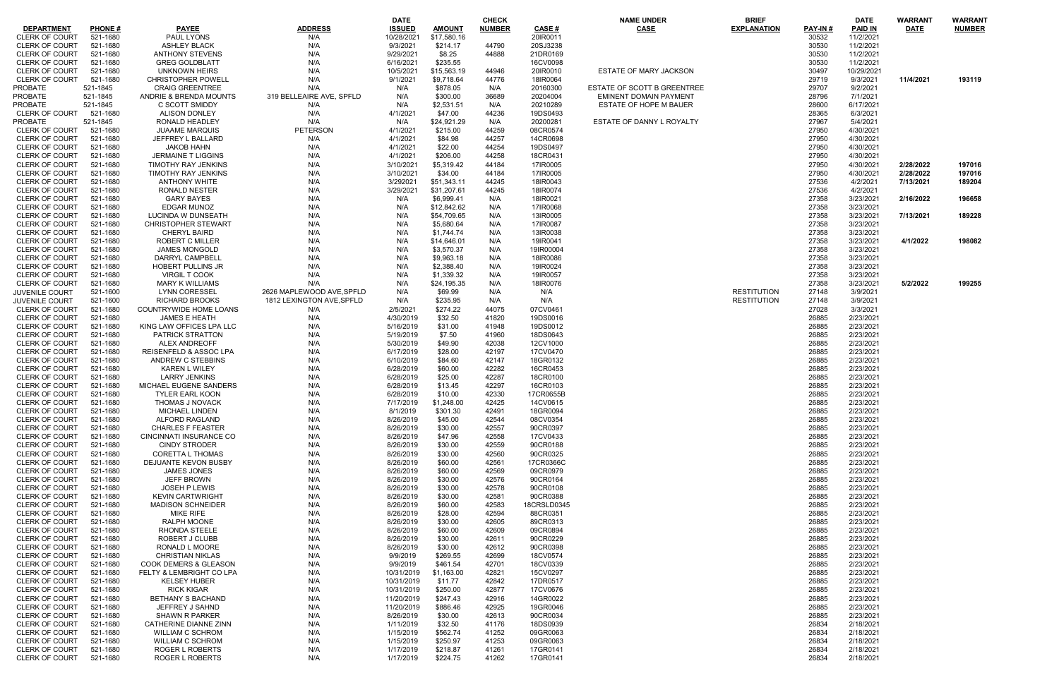| DEPARTMENT | PHONE # | PAYEE | ADDRESS | DATE ISSUED | AMOUNT | CHECK NUMBER | CASE # | NAME UNDER CASE | BRIEF EXPLANATION | PAY-IN # | DATE PAID IN | WARRANT DATE | WARRANT NUMBER |
|---|---|---|---|---|---|---|---|---|---|---|---|---|---|
| CLERK OF COURT | 521-1680 | PAUL LYONS | N/A | 10/28/2021 | $17,580.16 | | 20IR0011 | | | 30532 | 11/2/2021 | | |
| CLERK OF COURT | 521-1680 | ASHLEY BLACK | N/A | 9/3/2021 | $214.17 | 44790 | 20SJ3238 | | | 30530 | 11/2/2021 | | |
| CLERK OF COURT | 521-1680 | ANTHONY STEVENS | N/A | 9/29/2021 | $8.25 | 44888 | 21DR0169 | | | 30530 | 11/2/2021 | | |
| CLERK OF COURT | 521-1680 | GREG GOLDBLATT | N/A | 6/16/2021 | $235.55 | | 16CV0098 | | | 30530 | 11/2/2021 | | |
| CLERK OF COURT | 521-1680 | UNKNOWN HEIRS | N/A | 10/5/2021 | $15,563.19 | 44946 | 20IR0010 | ESTATE OF MARY JACKSON | | 30497 | 10/29/2021 | | |
| CLERK OF COURT | 521-1680 | CHRISTOPHER POWELL | N/A | 9/1/2021 | $9,718.64 | 44776 | 18IR0064 | | | 29719 | 9/3/2021 | 11/4/2021 | 193119 |
| PROBATE | 521-1845 | CRAIG GREENTREE | N/A | N/A | $878.05 | N/A | 20160300 | ESTATE OF SCOTT B GREENTREE | | 29707 | 9/2/2021 | | |
| PROBATE | 521-1845 | ANDRIE & BRENDA MOUNTS | 319 BELLEAIRE AVE, SPFLD | N/A | $300.00 | 36689 | 20204004 | EMINENT DOMAIN PAYMENT | | 28796 | 7/1/2021 | | |
| PROBATE | 521-1845 | C SCOTT SMIDDY | N/A | N/A | $2,531.51 | N/A | 20210289 | ESTATE OF HOPE M BAUER | | 28600 | 6/17/2021 | | |
| CLERK OF COURT | 521-1680 | ALISON DONLEY | N/A | 4/1/2021 | $47.00 | 44236 | 19DS0493 | | | 28365 | 6/3/2021 | | |
| PROBATE | 521-1845 | RONALD HEADLEY | N/A | N/A | $24,921.29 | N/A | 20200281 | ESTATE OF DANNY L ROYALTY | | 27967 | 5/4/2021 | | |
| CLERK OF COURT | 521-1680 | JUAAME MARQUIS | PETERSON | 4/1/2021 | $215.00 | 44259 | 08CR0574 | | | 27950 | 4/30/2021 | | |
| CLERK OF COURT | 521-1680 | JEFFREY L BALLARD | N/A | 4/1/2021 | $84.98 | 44257 | 14CR0698 | | | 27950 | 4/30/2021 | | |
| CLERK OF COURT | 521-1680 | JAKOB HAHN | N/A | 4/1/2021 | $22.00 | 44254 | 19DS0497 | | | 27950 | 4/30/2021 | | |
| CLERK OF COURT | 521-1680 | JERMAINE T LIGGINS | N/A | 4/1/2021 | $206.00 | 44258 | 18CR0431 | | | 27950 | 4/30/2021 | | |
| CLERK OF COURT | 521-1680 | TIMOTHY RAY JENKINS | N/A | 3/10/2021 | $5,319.42 | 44184 | 17IR0005 | | | 27950 | 4/30/2021 | 2/28/2022 | 197016 |
| CLERK OF COURT | 521-1680 | TIMOTHY RAY JENKINS | N/A | 3/10/2021 | $34.00 | 44184 | 17IR0005 | | | 27950 | 4/30/2021 | 2/28/2022 | 197016 |
| CLERK OF COURT | 521-1680 | ANTHONY WHITE | N/A | 3/292021 | $51,343.11 | 44245 | 18IR0043 | | | 27536 | 4/2/2021 | 7/13/2021 | 189204 |
| CLERK OF COURT | 521-1680 | RONALD NESTER | N/A | 3/29/2021 | $31,207.61 | 44245 | 18IR0074 | | | 27536 | 4/2/2021 | | |
| CLERK OF COURT | 521-1680 | GARY BAYES | N/A | N/A | $6,999.41 | N/A | 18IR0021 | | | 27358 | 3/23/2021 | 2/16/2022 | 196658 |
| CLERK OF COURT | 521-1680 | EDGAR MUNOZ | N/A | N/A | $12,842.62 | N/A | 17IR0068 | | | 27358 | 3/23/2021 | | |
| CLERK OF COURT | 521-1680 | LUCINDA W DUNSEATH | N/A | N/A | $54,709.65 | N/A | 13IR0005 | | | 27358 | 3/23/2021 | 7/13/2021 | 189228 |
| CLERK OF COURT | 521-1680 | CHRISTOPHER STEWART | N/A | N/A | $5,680.64 | N/A | 17IR0087 | | | 27358 | 3/23/2021 | | |
| CLERK OF COURT | 521-1680 | CHERYL BAIRD | N/A | N/A | $1,744.74 | N/A | 13IR0038 | | | 27358 | 3/23/2021 | | |
| CLERK OF COURT | 521-1680 | ROBERT C MILLER | N/A | N/A | $14,646.01 | N/A | 19IR0041 | | | 27358 | 3/23/2021 | 4/1/2022 | 198082 |
| CLERK OF COURT | 521-1680 | JAMES MONGOLD | N/A | N/A | $3,570.37 | N/A | 19IR00004 | | | 27358 | 3/23/2021 | | |
| CLERK OF COURT | 521-1680 | DARRYL CAMPBELL | N/A | N/A | $9,963.18 | N/A | 18IR0086 | | | 27358 | 3/23/2021 | | |
| CLERK OF COURT | 521-1680 | HOBERT PULLINS JR | N/A | N/A | $2,388.40 | N/A | 19IR0024 | | | 27358 | 3/23/2021 | | |
| CLERK OF COURT | 521-1680 | VIRGIL T COOK | N/A | N/A | $1,339.32 | N/A | 19IR0057 | | | 27358 | 3/23/2021 | | |
| CLERK OF COURT | 521-1680 | MARY K WILLIAMS | N/A | N/A | $24,195.35 | N/A | 18IR0076 | | | 27358 | 3/23/2021 | 5/2/2022 | 199255 |
| JUVENILE COURT | 521-1600 | LYNN CORESSEL | 2626 MAPLEWOOD AVE,SPFLD | N/A | $69.99 | N/A | N/A | | RESTITUTION | 27148 | 3/9/2021 | | |
| JUVENILE COURT | 521-1600 | RICHARD BROOKS | 1812 LEXINGTON AVE,SPFLD | N/A | $235.95 | N/A | N/A | | RESTITUTION | 27148 | 3/9/2021 | | |
| CLERK OF COURT | 521-1680 | COUNTRYWIDE HOME LOANS | N/A | 2/5/2021 | $274.22 | 44075 | 07CV0461 | | | 27028 | 3/3/2021 | | |
| CLERK OF COURT | 521-1680 | JAMES E HEATH | N/A | 4/30/2019 | $32.50 | 41820 | 19DS0016 | | | 26885 | 2/23/2021 | | |
| CLERK OF COURT | 521-1680 | KING LAW OFFICES LPA LLC | N/A | 5/16/2019 | $31.00 | 41948 | 19DS0012 | | | 26885 | 2/23/2021 | | |
| CLERK OF COURT | 521-1680 | PATRICK STRATTON | N/A | 5/19/2019 | $7.50 | 41960 | 18DS0643 | | | 26885 | 2/23/2021 | | |
| CLERK OF COURT | 521-1680 | ALEX ANDREOFF | N/A | 5/30/2019 | $49.90 | 42038 | 12CV1000 | | | 26885 | 2/23/2021 | | |
| CLERK OF COURT | 521-1680 | REISENFELD & ASSOC LPA | N/A | 6/17/2019 | $28.00 | 42197 | 17CV0470 | | | 26885 | 2/23/2021 | | |
| CLERK OF COURT | 521-1680 | ANDREW C STEBBINS | N/A | 6/10/2019 | $84.60 | 42147 | 18GR0132 | | | 26885 | 2/23/2021 | | |
| CLERK OF COURT | 521-1680 | KAREN L WILEY | N/A | 6/28/2019 | $60.00 | 42282 | 16CR0453 | | | 26885 | 2/23/2021 | | |
| CLERK OF COURT | 521-1680 | LARRY JENKINS | N/A | 6/28/2019 | $25.00 | 42287 | 18CR0100 | | | 26885 | 2/23/2021 | | |
| CLERK OF COURT | 521-1680 | MICHAEL EUGENE SANDERS | N/A | 6/28/2019 | $13.45 | 42297 | 16CR0103 | | | 26885 | 2/23/2021 | | |
| CLERK OF COURT | 521-1680 | TYLER EARL KOON | N/A | 6/28/2019 | $10.00 | 42330 | 17CR0655B | | | 26885 | 2/23/2021 | | |
| CLERK OF COURT | 521-1680 | THOMAS J NOVACK | N/A | 7/17/2019 | $1,248.00 | 42425 | 14CV0615 | | | 26885 | 2/23/2021 | | |
| CLERK OF COURT | 521-1680 | MICHAEL LINDEN | N/A | 8/1/2019 | $301.30 | 42491 | 18GR0094 | | | 26885 | 2/23/2021 | | |
| CLERK OF COURT | 521-1680 | ALFORD RAGLAND | N/A | 8/26/2019 | $45.00 | 42544 | 08CV0354 | | | 26885 | 2/23/2021 | | |
| CLERK OF COURT | 521-1680 | CHARLES F FEASTER | N/A | 8/26/2019 | $30.00 | 42557 | 90CR0397 | | | 26885 | 2/23/2021 | | |
| CLERK OF COURT | 521-1680 | CINCINNATI INSURANCE CO | N/A | 8/26/2019 | $47.96 | 42558 | 17CV0433 | | | 26885 | 2/23/2021 | | |
| CLERK OF COURT | 521-1680 | CINDY STRODER | N/A | 8/26/2019 | $30.00 | 42559 | 90CR0188 | | | 26885 | 2/23/2021 | | |
| CLERK OF COURT | 521-1680 | CORETTA L THOMAS | N/A | 8/26/2019 | $30.00 | 42560 | 90CR0325 | | | 26885 | 2/23/2021 | | |
| CLERK OF COURT | 521-1680 | DEJUANTE KEVON BUSBY | N/A | 8/26/2019 | $60.00 | 42561 | 17CR0366C | | | 26885 | 2/23/2021 | | |
| CLERK OF COURT | 521-1680 | JAMES JONES | N/A | 8/26/2019 | $60.00 | 42569 | 09CR0979 | | | 26885 | 2/23/2021 | | |
| CLERK OF COURT | 521-1680 | JEFF BROWN | N/A | 8/26/2019 | $30.00 | 42576 | 90CR0164 | | | 26885 | 2/23/2021 | | |
| CLERK OF COURT | 521-1680 | JOSEH P LEWIS | N/A | 8/26/2019 | $30.00 | 42578 | 90CR0108 | | | 26885 | 2/23/2021 | | |
| CLERK OF COURT | 521-1680 | KEVIN CARTWRIGHT | N/A | 8/26/2019 | $30.00 | 42581 | 90CR0388 | | | 26885 | 2/23/2021 | | |
| CLERK OF COURT | 521-1680 | MADISON SCHNEIDER | N/A | 8/26/2019 | $60.00 | 42583 | 18CRSLD0345 | | | 26885 | 2/23/2021 | | |
| CLERK OF COURT | 521-1680 | MIKE RIFE | N/A | 8/26/2019 | $28.00 | 42594 | 88CR0351 | | | 26885 | 2/23/2021 | | |
| CLERK OF COURT | 521-1680 | RALPH MOONE | N/A | 8/26/2019 | $30.00 | 42605 | 89CR0313 | | | 26885 | 2/23/2021 | | |
| CLERK OF COURT | 521-1680 | RHONDA STEELE | N/A | 8/26/2019 | $60.00 | 42609 | 09CR0894 | | | 26885 | 2/23/2021 | | |
| CLERK OF COURT | 521-1680 | ROBERT J CLUBB | N/A | 8/26/2019 | $30.00 | 42611 | 90CR0229 | | | 26885 | 2/23/2021 | | |
| CLERK OF COURT | 521-1680 | RONALD L MOORE | N/A | 8/26/2019 | $30.00 | 42612 | 90CR0398 | | | 26885 | 2/23/2021 | | |
| CLERK OF COURT | 521-1680 | CHRISTIAN NIKLAS | N/A | 9/9/2019 | $269.55 | 42699 | 18CV0574 | | | 26885 | 2/23/2021 | | |
| CLERK OF COURT | 521-1680 | COOK DEMERS & GLEASON | N/A | 9/9/2019 | $461.54 | 42701 | 18CV0339 | | | 26885 | 2/23/2021 | | |
| CLERK OF COURT | 521-1680 | FELTY & LEMBRIGHT CO LPA | N/A | 10/31/2019 | $1,163.00 | 42821 | 15CV0297 | | | 26885 | 2/23/2021 | | |
| CLERK OF COURT | 521-1680 | KELSEY HUBER | N/A | 10/31/2019 | $11.77 | 42842 | 17DR0517 | | | 26885 | 2/23/2021 | | |
| CLERK OF COURT | 521-1680 | RICK KIGAR | N/A | 10/31/2019 | $250.00 | 42877 | 17CV0676 | | | 26885 | 2/23/2021 | | |
| CLERK OF COURT | 521-1680 | BETHANY S BACHAND | N/A | 11/20/2019 | $247.43 | 42916 | 14GR0022 | | | 26885 | 2/23/2021 | | |
| CLERK OF COURT | 521-1680 | JEFFREY J SAHND | N/A | 11/20/2019 | $886.46 | 42925 | 19GR0046 | | | 26885 | 2/23/2021 | | |
| CLERK OF COURT | 521-1680 | SHAWN R PARKER | N/A | 8/26/2019 | $30.00 | 42613 | 90CR0034 | | | 26885 | 2/23/2021 | | |
| CLERK OF COURT | 521-1680 | CATHERINE DIANNE ZINN | N/A | 1/11/2019 | $32.50 | 41176 | 18DS0939 | | | 26834 | 2/18/2021 | | |
| CLERK OF COURT | 521-1680 | WILLIAM C SCHROM | N/A | 1/15/2019 | $562.74 | 41252 | 09GR0063 | | | 26834 | 2/18/2021 | | |
| CLERK OF COURT | 521-1680 | WILLIAM C SCHROM | N/A | 1/15/2019 | $250.97 | 41253 | 09GR0063 | | | 26834 | 2/18/2021 | | |
| CLERK OF COURT | 521-1680 | ROGER L ROBERTS | N/A | 1/17/2019 | $218.87 | 41261 | 17GR0141 | | | 26834 | 2/18/2021 | | |
| CLERK OF COURT | 521-1680 | ROGER L ROBERTS | N/A | 1/17/2019 | $224.75 | 41262 | 17GR0141 | | | 26834 | 2/18/2021 | | |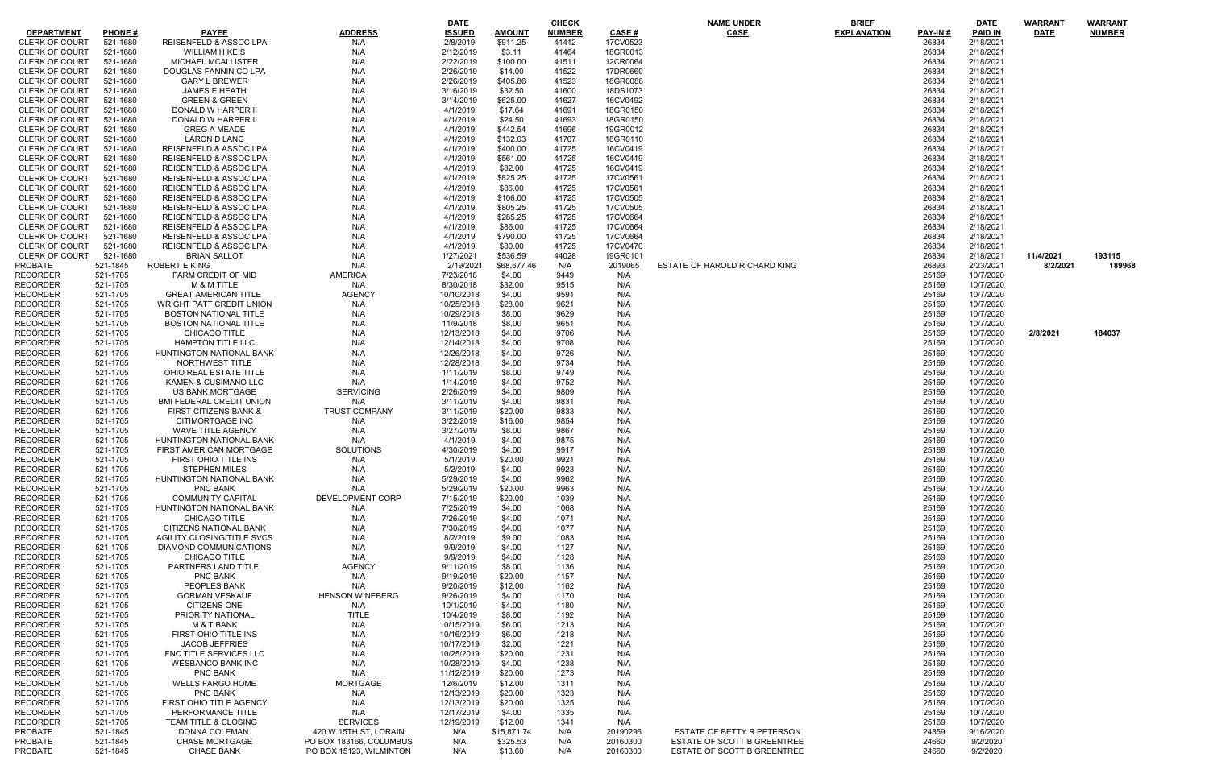| DEPARTMENT | PHONE # | PAYEE | ADDRESS | DATE ISSUED | AMOUNT | CHECK NUMBER | CASE # | NAME UNDER CASE | BRIEF EXPLANATION | PAY-IN # | DATE PAID IN | WARRANT DATE | WARRANT NUMBER |
|---|---|---|---|---|---|---|---|---|---|---|---|---|---|
| CLERK OF COURT | 521-1680 | REISENFELD & ASSOC LPA | N/A | 2/8/2019 | $911.25 | 41412 | 17CV0523 | | | 26834 | 2/18/2021 | | |
| CLERK OF COURT | 521-1680 | WILLIAM H KEIS | N/A | 2/12/2019 | $3.11 | 41464 | 18GR0013 | | | 26834 | 2/18/2021 | | |
| CLERK OF COURT | 521-1680 | MICHAEL MCALLISTER | N/A | 2/22/2019 | $100.00 | 41511 | 12CR0064 | | | 26834 | 2/18/2021 | | |
| CLERK OF COURT | 521-1680 | DOUGLAS FANNIN CO LPA | N/A | 2/26/2019 | $14.00 | 41522 | 17DR0660 | | | 26834 | 2/18/2021 | | |
| CLERK OF COURT | 521-1680 | GARY L BREWER | N/A | 2/26/2019 | $405.86 | 41523 | 18GR0088 | | | 26834 | 2/18/2021 | | |
| CLERK OF COURT | 521-1680 | JAMES E HEATH | N/A | 3/16/2019 | $32.50 | 41600 | 18DS1073 | | | 26834 | 2/18/2021 | | |
| CLERK OF COURT | 521-1680 | GREEN & GREEN | N/A | 3/14/2019 | $625.00 | 41627 | 16CV0492 | | | 26834 | 2/18/2021 | | |
| CLERK OF COURT | 521-1680 | DONALD W HARPER II | N/A | 4/1/2019 | $17.64 | 41691 | 18GR0150 | | | 26834 | 2/18/2021 | | |
| CLERK OF COURT | 521-1680 | DONALD W HARPER II | N/A | 4/1/2019 | $24.50 | 41693 | 18GR0150 | | | 26834 | 2/18/2021 | | |
| CLERK OF COURT | 521-1680 | GREG A MEADE | N/A | 4/1/2019 | $442.54 | 41696 | 19GR0012 | | | 26834 | 2/18/2021 | | |
| CLERK OF COURT | 521-1680 | LARON D LANG | N/A | 4/1/2019 | $132.03 | 41707 | 18GR0110 | | | 26834 | 2/18/2021 | | |
| CLERK OF COURT | 521-1680 | REISENFELD & ASSOC LPA | N/A | 4/1/2019 | $400.00 | 41725 | 16CV0419 | | | 26834 | 2/18/2021 | | |
| CLERK OF COURT | 521-1680 | REISENFELD & ASSOC LPA | N/A | 4/1/2019 | $561.00 | 41725 | 16CV0419 | | | 26834 | 2/18/2021 | | |
| CLERK OF COURT | 521-1680 | REISENFELD & ASSOC LPA | N/A | 4/1/2019 | $82.00 | 41725 | 16CV0419 | | | 26834 | 2/18/2021 | | |
| CLERK OF COURT | 521-1680 | REISENFELD & ASSOC LPA | N/A | 4/1/2019 | $825.25 | 41725 | 17CV0561 | | | 26834 | 2/18/2021 | | |
| CLERK OF COURT | 521-1680 | REISENFELD & ASSOC LPA | N/A | 4/1/2019 | $86.00 | 41725 | 17CV0561 | | | 26834 | 2/18/2021 | | |
| CLERK OF COURT | 521-1680 | REISENFELD & ASSOC LPA | N/A | 4/1/2019 | $106.00 | 41725 | 17CV0505 | | | 26834 | 2/18/2021 | | |
| CLERK OF COURT | 521-1680 | REISENFELD & ASSOC LPA | N/A | 4/1/2019 | $805.25 | 41725 | 17CV0505 | | | 26834 | 2/18/2021 | | |
| CLERK OF COURT | 521-1680 | REISENFELD & ASSOC LPA | N/A | 4/1/2019 | $285.25 | 41725 | 17CV0664 | | | 26834 | 2/18/2021 | | |
| CLERK OF COURT | 521-1680 | REISENFELD & ASSOC LPA | N/A | 4/1/2019 | $86.00 | 41725 | 17CV0664 | | | 26834 | 2/18/2021 | | |
| CLERK OF COURT | 521-1680 | REISENFELD & ASSOC LPA | N/A | 4/1/2019 | $790.00 | 41725 | 17CV0664 | | | 26834 | 2/18/2021 | | |
| CLERK OF COURT | 521-1680 | REISENFELD & ASSOC LPA | N/A | 4/1/2019 | $80.00 | 41725 | 17CV0470 | | | 26834 | 2/18/2021 | | |
| CLERK OF COURT | 521-1680 | BRIAN SALLOT | N/A | 1/27/2021 | $536.59 | 44028 | 19GR0101 | | | 26834 | 2/18/2021 | 11/4/2021 | 193115 |
| PROBATE | 521-1845 | ROBERT E KING | N/A | 2/19/2021 | $68,677.46 | N/A | 2019065 | ESTATE OF HAROLD RICHARD KING | | 26893 | 2/23/2021 | 8/2/2021 | 189968 |
| RECORDER | 521-1705 | FARM CREDIT OF MID | AMERICA | 7/23/2018 | $4.00 | 9449 | N/A | | | 25169 | 10/7/2020 | | |
| RECORDER | 521-1705 | M & M TITLE | N/A | 8/30/2018 | $32.00 | 9515 | N/A | | | 25169 | 10/7/2020 | | |
| RECORDER | 521-1705 | GREAT AMERICAN TITLE | AGENCY | 10/10/2018 | $4.00 | 9591 | N/A | | | 25169 | 10/7/2020 | | |
| RECORDER | 521-1705 | WRIGHT PATT CREDIT UNION | N/A | 10/25/2018 | $28.00 | 9621 | N/A | | | 25169 | 10/7/2020 | | |
| RECORDER | 521-1705 | BOSTON NATIONAL TITLE | N/A | 10/29/2018 | $8.00 | 9629 | N/A | | | 25169 | 10/7/2020 | | |
| RECORDER | 521-1705 | BOSTON NATIONAL TITLE | N/A | 11/9/2018 | $8.00 | 9651 | N/A | | | 25169 | 10/7/2020 | | |
| RECORDER | 521-1705 | CHICAGO TITLE | N/A | 12/13/2018 | $4.00 | 9706 | N/A | | | 25169 | 10/7/2020 | 2/8/2021 | 184037 |
| RECORDER | 521-1705 | HAMPTON TITLE LLC | N/A | 12/14/2018 | $4.00 | 9708 | N/A | | | 25169 | 10/7/2020 | | |
| RECORDER | 521-1705 | HUNTINGTON NATIONAL BANK | N/A | 12/26/2018 | $4.00 | 9726 | N/A | | | 25169 | 10/7/2020 | | |
| RECORDER | 521-1705 | NORTHWEST TITLE | N/A | 12/28/2018 | $4.00 | 9734 | N/A | | | 25169 | 10/7/2020 | | |
| RECORDER | 521-1705 | OHIO REAL ESTATE TITLE | N/A | 1/11/2019 | $8.00 | 9749 | N/A | | | 25169 | 10/7/2020 | | |
| RECORDER | 521-1705 | KAMEN & CUSIMANO LLC | N/A | 1/14/2019 | $4.00 | 9752 | N/A | | | 25169 | 10/7/2020 | | |
| RECORDER | 521-1705 | US BANK MORTGAGE | SERVICING | 2/26/2019 | $4.00 | 9809 | N/A | | | 25169 | 10/7/2020 | | |
| RECORDER | 521-1705 | BMI FEDERAL CREDIT UNION | N/A | 3/11/2019 | $4.00 | 9831 | N/A | | | 25169 | 10/7/2020 | | |
| RECORDER | 521-1705 | FIRST CITIZENS BANK & | TRUST COMPANY | 3/11/2019 | $20.00 | 9833 | N/A | | | 25169 | 10/7/2020 | | |
| RECORDER | 521-1705 | CITIMORTGAGE INC | N/A | 3/22/2019 | $16.00 | 9854 | N/A | | | 25169 | 10/7/2020 | | |
| RECORDER | 521-1705 | WAVE TITLE AGENCY | N/A | 3/27/2019 | $8.00 | 9867 | N/A | | | 25169 | 10/7/2020 | | |
| RECORDER | 521-1705 | HUNTINGTON NATIONAL BANK | N/A | 4/1/2019 | $4.00 | 9875 | N/A | | | 25169 | 10/7/2020 | | |
| RECORDER | 521-1705 | FIRST AMERICAN MORTGAGE | SOLUTIONS | 4/30/2019 | $4.00 | 9917 | N/A | | | 25169 | 10/7/2020 | | |
| RECORDER | 521-1705 | FIRST OHIO TITLE INS | N/A | 5/1/2019 | $20.00 | 9921 | N/A | | | 25169 | 10/7/2020 | | |
| RECORDER | 521-1705 | STEPHEN MILES | N/A | 5/2/2019 | $4.00 | 9923 | N/A | | | 25169 | 10/7/2020 | | |
| RECORDER | 521-1705 | HUNTINGTON NATIONAL BANK | N/A | 5/29/2019 | $4.00 | 9962 | N/A | | | 25169 | 10/7/2020 | | |
| RECORDER | 521-1705 | PNC BANK | N/A | 5/29/2019 | $20.00 | 9963 | N/A | | | 25169 | 10/7/2020 | | |
| RECORDER | 521-1705 | COMMUNITY CAPITAL | DEVELOPMENT CORP | 7/15/2019 | $20.00 | 1039 | N/A | | | 25169 | 10/7/2020 | | |
| RECORDER | 521-1705 | HUNTINGTON NATIONAL BANK | N/A | 7/25/2019 | $4.00 | 1068 | N/A | | | 25169 | 10/7/2020 | | |
| RECORDER | 521-1705 | CHICAGO TITLE | N/A | 7/26/2019 | $4.00 | 1071 | N/A | | | 25169 | 10/7/2020 | | |
| RECORDER | 521-1705 | CITIZENS NATIONAL BANK | N/A | 7/30/2019 | $4.00 | 1077 | N/A | | | 25169 | 10/7/2020 | | |
| RECORDER | 521-1705 | AGILITY CLOSING/TITLE SVCS | N/A | 8/2/2019 | $9.00 | 1083 | N/A | | | 25169 | 10/7/2020 | | |
| RECORDER | 521-1705 | DIAMOND COMMUNICATIONS | N/A | 9/9/2019 | $4.00 | 1127 | N/A | | | 25169 | 10/7/2020 | | |
| RECORDER | 521-1705 | CHICAGO TITLE | N/A | 9/9/2019 | $4.00 | 1128 | N/A | | | 25169 | 10/7/2020 | | |
| RECORDER | 521-1705 | PARTNERS LAND TITLE | AGENCY | 9/11/2019 | $8.00 | 1136 | N/A | | | 25169 | 10/7/2020 | | |
| RECORDER | 521-1705 | PNC BANK | N/A | 9/19/2019 | $20.00 | 1157 | N/A | | | 25169 | 10/7/2020 | | |
| RECORDER | 521-1705 | PEOPLES BANK | N/A | 9/20/2019 | $12.00 | 1162 | N/A | | | 25169 | 10/7/2020 | | |
| RECORDER | 521-1705 | GORMAN VESKAUF | HENSON WINEBERG | 9/26/2019 | $4.00 | 1170 | N/A | | | 25169 | 10/7/2020 | | |
| RECORDER | 521-1705 | CITIZENS ONE | N/A | 10/1/2019 | $4.00 | 1180 | N/A | | | 25169 | 10/7/2020 | | |
| RECORDER | 521-1705 | PRIORITY NATIONAL | TITLE | 10/4/2019 | $8.00 | 1192 | N/A | | | 25169 | 10/7/2020 | | |
| RECORDER | 521-1705 | M & T BANK | N/A | 10/15/2019 | $6.00 | 1213 | N/A | | | 25169 | 10/7/2020 | | |
| RECORDER | 521-1705 | FIRST OHIO TITLE INS | N/A | 10/16/2019 | $6.00 | 1218 | N/A | | | 25169 | 10/7/2020 | | |
| RECORDER | 521-1705 | JACOB JEFFRIES | N/A | 10/17/2019 | $2.00 | 1221 | N/A | | | 25169 | 10/7/2020 | | |
| RECORDER | 521-1705 | FNC TITLE SERVICES LLC | N/A | 10/25/2019 | $20.00 | 1231 | N/A | | | 25169 | 10/7/2020 | | |
| RECORDER | 521-1705 | WESBANCO BANK INC | N/A | 10/28/2019 | $4.00 | 1238 | N/A | | | 25169 | 10/7/2020 | | |
| RECORDER | 521-1705 | PNC BANK | N/A | 11/12/2019 | $20.00 | 1273 | N/A | | | 25169 | 10/7/2020 | | |
| RECORDER | 521-1705 | WELLS FARGO HOME | MORTGAGE | 12/6/2019 | $12.00 | 1311 | N/A | | | 25169 | 10/7/2020 | | |
| RECORDER | 521-1705 | PNC BANK | N/A | 12/13/2019 | $20.00 | 1323 | N/A | | | 25169 | 10/7/2020 | | |
| RECORDER | 521-1705 | FIRST OHIO TITLE AGENCY | N/A | 12/13/2019 | $20.00 | 1325 | N/A | | | 25169 | 10/7/2020 | | |
| RECORDER | 521-1705 | PERFORMANCE TITLE | N/A | 12/17/2019 | $4.00 | 1335 | N/A | | | 25169 | 10/7/2020 | | |
| RECORDER | 521-1705 | TEAM TITLE & CLOSING | SERVICES | 12/19/2019 | $12.00 | 1341 | N/A | | | 25169 | 10/7/2020 | | |
| PROBATE | 521-1845 | DONNA COLEMAN | 420 W 15TH ST, LORAIN | N/A | $15,871.74 | N/A | 20190296 | ESTATE OF BETTY R PETERSON | | 24859 | 9/16/2020 | | |
| PROBATE | 521-1845 | CHASE MORTGAGE | PO BOX 183166, COLUMBUS | N/A | $325.53 | N/A | 20160300 | ESTATE OF SCOTT B GREENTREE | | 24660 | 9/2/2020 | | |
| PROBATE | 521-1845 | CHASE BANK | PO BOX 15123, WILMINTON | N/A | $13.60 | N/A | 20160300 | ESTATE OF SCOTT B GREENTREE | | 24660 | 9/2/2020 | | |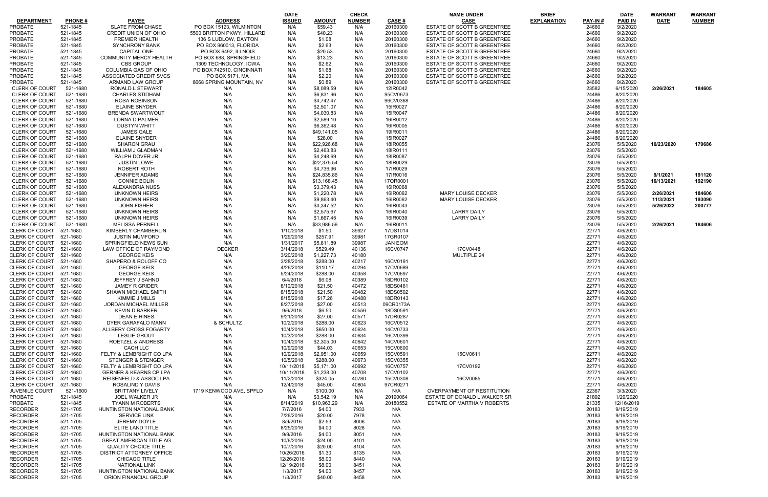| DEPARTMENT | PHONE # | PAYEE | ADDRESS | DATE ISSUED | AMOUNT | CHECK NUMBER | CASE # | NAME UNDER CASE | BRIEF EXPLANATION | PAY-IN # | DATE PAID IN | WARRANT DATE | WARRANT NUMBER |
|---|---|---|---|---|---|---|---|---|---|---|---|---|---|
| PROBATE | 521-1845 | SLATE FROM CHASE | PO BOX 15123, WILMINTON | N/A | $59.43 | N/A | 20160300 | ESTATE OF SCOTT B GREENTREE | | 24660 | 9/2/2020 | | |
| PROBATE | 521-1845 | CREDIT UNION OF OHIO | 5500 BRITTON PKWY, HILLARD | N/A | $40.23 | N/A | 20160300 | ESTATE OF SCOTT B GREENTREE | | 24660 | 9/2/2020 | | |
| PROBATE | 521-1845 | PREMIER HEALTH | 136 S LUDLOW, DAYTON | N/A | $1.08 | N/A | 20160300 | ESTATE OF SCOTT B GREENTREE | | 24660 | 9/2/2020 | | |
| PROBATE | 521-1845 | SYNCHRONY BANK | PO BOX 960013, FLORIDA | N/A | $2.63 | N/A | 20160300 | ESTATE OF SCOTT B GREENTREE | | 24660 | 9/2/2020 | | |
| PROBATE | 521-1845 | CAPITAL ONE | PO BOX 6492, ILLNOIS | N/A | $20.53 | N/A | 20160300 | ESTATE OF SCOTT B GREENTREE | | 24660 | 9/2/2020 | | |
| PROBATE | 521-1845 | COMMUNITY MERCY HEALTH | PO BOX 688, SPRINGFIELD | N/A | $13.23 | N/A | 20160300 | ESTATE OF SCOTT B GREENTREE | | 24660 | 9/2/2020 | | |
| PROBATE | 521-1845 | CBS GROUP | 1309 TECHNOLOGY, IOWA | N/A | $2.62 | N/A | 20160300 | ESTATE OF SCOTT B GREENTREE | | 24660 | 9/2/2020 | | |
| PROBATE | 521-1845 | COLUMBIA GAS OF OHIO | PO BOX 742510, CINCINNATI | N/A | $1.68 | N/A | 20160300 | ESTATE OF SCOTT B GREENTREE | | 24660 | 9/2/2020 | | |
| PROBATE | 521-1845 | ASSOCIATED CREDIT SVCS | PO BOX 5171, MA | N/A | $2.20 | N/A | 20160300 | ESTATE OF SCOTT B GREENTREE | | 24660 | 9/2/2020 | | |
| PROBATE | 521-1845 | ARMAND LAW GROUP | 8668 SPRING MOUNTAIN, NV | N/A | $0.89 | N/A | 20160300 | ESTATE OF SCOTT B GREENTREE | | 24660 | 9/2/2020 | | |
| CLERK OF COURT | 521-1680 | RONALD L STEWART | N/A | N/A | $8,089.59 | N/A | 12IR0042 | | | 23582 | 6/15/2020 | 2/26/2021 | 184605 |
| CLERK OF COURT | 521-1680 | CHARLES STIDHAM | N/A | N/A | $6,831.96 | N/A | 95CV0673 | | | 24486 | 8/20/2020 | | |
| CLERK OF COURT | 521-1680 | ROSA ROBINSON | N/A | N/A | $4,742.47 | N/A | 96CV0368 | | | 24486 | 8/20/2020 | | |
| CLERK OF COURT | 521-1680 | ELAINE SNYDER | N/A | N/A | $2,501.07 | N/A | 15IR0027 | | | 24486 | 8/20/2020 | | |
| CLERK OF COURT | 521-1680 | BRENDA SWARTWOUT | N/A | N/A | $4,030.83 | N/A | 15IR0047 | | | 24486 | 8/20/2020 | | |
| CLERK OF COURT | 521-1680 | LORNA D PALMER | N/A | N/A | $2,589.10 | N/A | 16IR0012 | | | 24486 | 8/20/2020 | | |
| CLERK OF COURT | 521-1680 | DUSTYN WHITT | N/A | N/A | $6,362.48 | N/A | 16IR0005 | | | 24486 | 8/20/2020 | | |
| CLERK OF COURT | 521-1680 | JAMES GALE | N/A | N/A | $49,141.05 | N/A | 19IR0011 | | | 24486 | 8/20/2020 | | |
| CLERK OF COURT | 521-1680 | ELAINE SNYDER | N/A | N/A | $28.00 | N/A | 15IR0027 | | | 24486 | 8/20/2020 | | |
| CLERK OF COURT | 521-1680 | SHARON GRAU | N/A | N/A | $22,926.68 | N/A | 18IR0055 | | | 23076 | 5/5/2020 | 10/23/2020 | 179686 |
| CLERK OF COURT | 521-1680 | WILLIAM J GLADMAN | N/A | N/A | $2,463.83 | N/A | 18IR0111 | | | 23076 | 5/5/2020 | | |
| CLERK OF COURT | 521-1680 | RALPH DOVER JR | N/A | N/A | $4,248.69 | N/A | 18IR0087 | | | 23076 | 5/5/2020 | | |
| CLERK OF COURT | 521-1680 | JUSTIN LOWE | N/A | N/A | $22,375.54 | N/A | 18IR0029 | | | 23076 | 5/5/2020 | | |
| CLERK OF COURT | 521-1680 | ROBERT ROTH | N/A | N/A | $4,736.96 | N/A | 17IR0029 | | | 23076 | 5/5/2020 | | |
| CLERK OF COURT | 521-1680 | JENNIFER ADAMS | N/A | N/A | $24,835.86 | N/A | 17IR0016 | | | 23076 | 5/5/2020 | 9/1/2021 | 191120 |
| CLERK OF COURT | 521-1680 | CONNIE BOLIN | N/A | N/A | $13,168.45 | N/A | 17OR0001 | | | 23076 | 5/5/2020 | 10/13/2021 | 192190 |
| CLERK OF COURT | 521-1680 | ALEXANDRIA NUSS | N/A | N/A | $3,379.43 | N/A | 16IR0068 | | | 23076 | 5/5/2020 | | |
| CLERK OF COURT | 521-1680 | UNKNOWN HEIRS | N/A | N/A | $1,220.78 | N/A | 16IR0062 | MARY LOUISE DECKER | | 23076 | 5/5/2020 | 2/26/2021 | 184606 |
| CLERK OF COURT | 521-1680 | UNKNOWN HEIRS | N/A | N/A | $9,863.40 | N/A | 16IR0062 | MARY LOUISE DECKER | | 23076 | 5/5/2020 | 11/3/2021 | 193090 |
| CLERK OF COURT | 521-1680 | JOHN FISHER | N/A | N/A | $4,347.52 | N/A | 16IR0043 | | | 23076 | 5/5/2020 | 5/26/2022 | 200777 |
| CLERK OF COURT | 521-1680 | UNKNOWN HEIRS | N/A | N/A | $2,575.67 | N/A | 16IR0040 | LARRY DAILY | | 23076 | 5/5/2020 | | |
| CLERK OF COURT | 521-1680 | UNKNOWN HEIRS | N/A | N/A | $1,667.45 | N/A | 16IR0039 | LARRY DAILY | | 23076 | 5/5/2020 | | |
| CLERK OF COURT | 521-1680 | MELISSA PERNELL | N/A | N/A | $33,986.56 | N/A | 16IR0011 | | | 23076 | 5/5/2020 | 2/26/2021 | 184606 |
| CLERK OF COURT | 521-1680 | KIMBERLY CHAMBERLIN | N/A | 1/10/2018 | $1.50 | 39927 | 17DS1014 | | | 22771 | 4/6/2020 | | |
| CLERK OF COURT | 521-1680 | JUSTIN MUMFORD | N/A | 1/29/2018 | $257.91 | 39981 | 17GR0107 | | | 22771 | 4/6/2020 | | |
| CLERK OF COURT | 521-1680 | SPRINGFIELD NEWS SUN | N/A | 1/31/2017 | $5,811.89 | 39987 | JAN EOM | | | 22771 | 4/6/2020 | | |
| CLERK OF COURT | 521-1680 | LAW OFFICE OF RAYMOND | DECKER | 3/14/2018 | $529.49 | 40136 | 16CV0747 | 17CV0448 | | 22771 | 4/6/2020 | | |
| CLERK OF COURT | 521-1680 | GEORGE KEIS | N/A | 3/20/2018 | $1,227.73 | 40180 | | MULTIPLE 24 | | 22771 | 4/6/2020 | | |
| CLERK OF COURT | 521-1680 | SHAPERO & ROLOFF CO | N/A | 3/28/2018 | $288.00 | 40217 | 16CV0191 | | | 22771 | 4/6/2020 | | |
| CLERK OF COURT | 521-1680 | GEORGE KEIS | N/A | 4/26/2018 | $110.17 | 40294 | 17CV0689 | | | 22771 | 4/6/2020 | | |
| CLERK OF COURT | 521-1680 | GEORGE KEIS | N/A | 5/24/2018 | $288.00 | 40358 | 17CV0697 | | | 22771 | 4/6/2020 | | |
| CLERK OF COURT | 521-1680 | JEFFREY J SAHND | N/A | 6/4/2018 | $6.08 | 40389 | 18DR0102 | | | 22771 | 4/6/2020 | | |
| CLERK OF COURT | 521-1680 | JAMEY R GRIDER | N/A | 8/10/2018 | $21.50 | 40472 | 18DS0461 | | | 22771 | 4/6/2020 | | |
| CLERK OF COURT | 521-1680 | SHAWN MICHAEL SMITH | N/A | 8/15/2018 | $21.50 | 40482 | 18DS0502 | | | 22771 | 4/6/2020 | | |
| CLERK OF COURT | 521-1680 | KIMMIE J MILLS | N/A | 8/15/2018 | $17.26 | 40488 | 18DR0143 | | | 22771 | 4/6/2020 | | |
| CLERK OF COURT | 521-1680 | JORDAN MICHAEL MILLER | N/A | 8/27/2018 | $27.00 | 40513 | 09CR0173A | | | 22771 | 4/6/2020 | | |
| CLERK OF COURT | 521-1680 | KEVIN D BARKER | N/A | 9/6/2018 | $6.50 | 40556 | 18DS0591 | | | 22771 | 4/6/2020 | | |
| CLERK OF COURT | 521-1680 | DEAN E HINES | N/A | 9/21/2018 | $27.00 | 40571 | 17DR0287 | | | 22771 | 4/6/2020 | | |
| CLERK OF COURT | 521-1680 | DYER GARAFALO MANN | & SCHULTZ | 10/2/2018 | $288.00 | 40623 | 16CV0512 | | | 22771 | 4/6/2020 | | |
| CLERK OF COURT | 521-1680 | ALLBERY CROSS FOGARTY | N/A | 10/4/2018 | $650.00 | 40624 | 14CV0733 | | | 22771 | 4/6/2020 | | |
| CLERK OF COURT | 521-1680 | LESLIE GROUT | N/A | 10/3/2018 | $288.00 | 40634 | 16CV0399 | | | 22771 | 4/6/2020 | | |
| CLERK OF COURT | 521-1680 | ROETZEL & ANDRESS | N/A | 10/4/2018 | $2,305.00 | 40642 | 14CV0601 | | | 22771 | 4/6/2020 | | |
| CLERK OF COURT | 521-1680 | CACH LLC | N/A | 10/9/2018 | $44.03 | 40653 | 15CV0600 | | | 22771 | 4/6/2020 | | |
| CLERK OF COURT | 521-1680 | FELTY & LEMBRIGHT CO LPA | N/A | 10/9/2018 | $2,951.00 | 40659 | 15CV0591 | 15CV0611 | | 22771 | 4/6/2020 | | |
| CLERK OF COURT | 521-1680 | STENGER & STENGER | N/A | 10/5/2018 | $288.00 | 40673 | 15CV0355 | | | 22771 | 4/6/2020 | | |
| CLERK OF COURT | 521-1680 | FELTY & LEMBRIGHT CO LPA | N/A | 10/11/2018 | $5,171.00 | 40692 | 16CV0757 | 17CV0192 | | 22771 | 4/6/2020 | | |
| CLERK OF COURT | 521-1680 | GERNER & KEARNS CP LPA | N/A | 10/11/2018 | $1,238.00 | 40708 | 17CV0102 | | | 22771 | 4/6/2020 | | |
| CLERK OF COURT | 521-1680 | REISENFELD & ASSOC LPA | N/A | 11/2/2018 | $324.05 | 40780 | 15CV0308 | 16CV0085 | | 22771 | 4/6/2020 | | |
| CLERK OF COURT | 521-1680 | ROSALIND Y DAVIS | N/A | 12/4/2018 | $45.00 | 40804 | 97CR0271 | | | 22771 | 4/6/2020 | | |
| JUVENILE COURT | 521-1600 | BRITTANY LIVELY | 1719 KENWOOD AVE, SPFLD | N/A | $100.00 | N/A | N/A | OVERPAYMENT OF RESTITUTION | | 22367 | 3/3/2020 | | |
| PROBATE | 521-1845 | JOEL WALKER JR | N/A | N/A | $3,542.19 | N/A | 20190064 | ESTATE OF DONALD L WALKER SR | | 21892 | 1/29/2020 | | |
| PROBATE | 521-1845 | TYANN M ROBERTS | N/A | 8/14/2019 | $10,963.29 | N/A | 20180552 | ESTATE OF MARTHA V ROBERTS | | 21335 | 12/16/2019 | | |
| RECORDER | 521-1705 | HUNTINGTON NATIONAL BANK | N/A | 7/7/2016 | $4.00 | 7933 | N/A | | | 20183 | 9/19/2019 | | |
| RECORDER | 521-1705 | SERVICE LINK | N/A | 7/26/2016 | $20.00 | 7978 | N/A | | | 20183 | 9/19/2019 | | |
| RECORDER | 521-1705 | JEREMY DOYLE | N/A | 8/9/2016 | $2.53 | 8006 | N/A | | | 20183 | 9/19/2019 | | |
| RECORDER | 521-1705 | ELITE LAND TITLE | N/A | 8/25/2016 | $4.00 | 8028 | N/A | | | 20183 | 9/19/2019 | | |
| RECORDER | 521-1705 | HUNTINGTON NATIONAL BANK | N/A | 9/9/2016 | $4.00 | 8051 | N/A | | | 20183 | 9/19/2019 | | |
| RECORDER | 521-1705 | GREAT AMERICAN TITLE AG | N/A | 10/6/2016 | $24.00 | 8101 | N/A | | | 20183 | 9/19/2019 | | |
| RECORDER | 521-1705 | QUALITY CHOICE TITLE | N/A | 10/7/2016 | $20.00 | 8104 | N/A | | | 20183 | 9/19/2019 | | |
| RECORDER | 521-1705 | DISTRICT ATTORNEY OFFICE | N/A | 10/26/2016 | $1.30 | 8135 | N/A | | | 20183 | 9/19/2019 | | |
| RECORDER | 521-1705 | CHICAGO TITLE | N/A | 12/26/2016 | $8.00 | 8440 | N/A | | | 20183 | 9/19/2019 | | |
| RECORDER | 521-1705 | NATIONAL LINK | N/A | 12/19/2016 | $8.00 | 8451 | N/A | | | 20183 | 9/19/2019 | | |
| RECORDER | 521-1705 | HUNTINGTON NATIONAL BANK | N/A | 1/3/2017 | $4.00 | 8457 | N/A | | | 20183 | 9/19/2019 | | |
| RECORDER | 521-1705 | ORION FINANCIAL GROUP | N/A | 1/3/2017 | $40.00 | 8458 | N/A | | | 20183 | 9/19/2019 | | |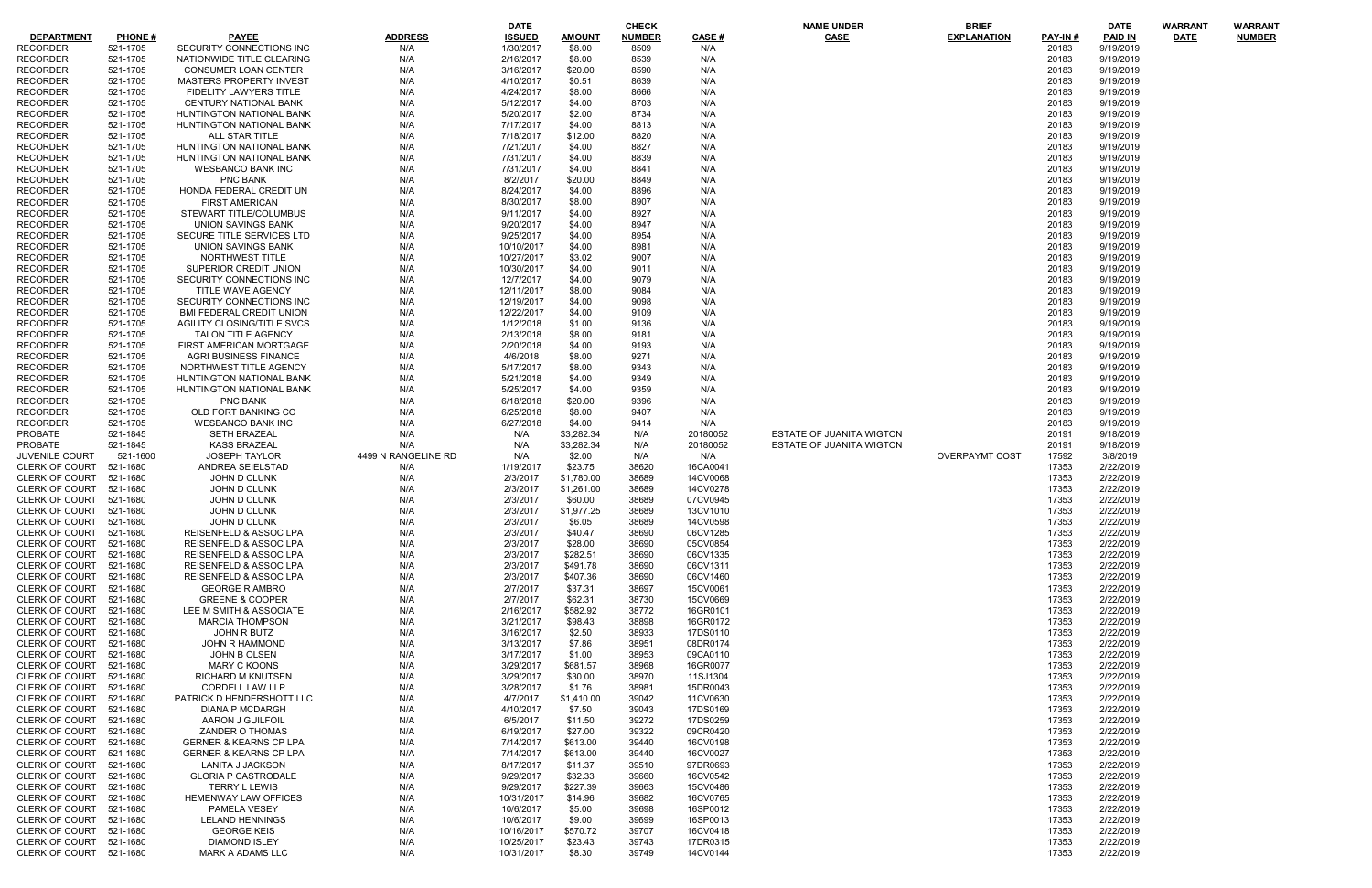| DEPARTMENT | PHONE # | PAYEE | ADDRESS | DATE ISSUED | AMOUNT | CHECK NUMBER | CASE # | NAME UNDER CASE | BRIEF EXPLANATION | PAY-IN # | DATE PAID IN | WARRANT DATE | WARRANT NUMBER |
|---|---|---|---|---|---|---|---|---|---|---|---|---|---|
| RECORDER | 521-1705 | SECURITY CONNECTIONS INC | N/A | 1/30/2017 | $8.00 | 8509 | N/A | | | 20183 | 9/19/2019 | | |
| RECORDER | 521-1705 | NATIONWIDE TITLE CLEARING | N/A | 2/16/2017 | $8.00 | 8539 | N/A | | | 20183 | 9/19/2019 | | |
| RECORDER | 521-1705 | CONSUMER LOAN CENTER | N/A | 3/16/2017 | $20.00 | 8590 | N/A | | | 20183 | 9/19/2019 | | |
| RECORDER | 521-1705 | MASTERS PROPERTY INVEST | N/A | 4/10/2017 | $0.51 | 8639 | N/A | | | 20183 | 9/19/2019 | | |
| RECORDER | 521-1705 | FIDELITY LAWYERS TITLE | N/A | 4/24/2017 | $8.00 | 8666 | N/A | | | 20183 | 9/19/2019 | | |
| RECORDER | 521-1705 | CENTURY NATIONAL BANK | N/A | 5/12/2017 | $4.00 | 8703 | N/A | | | 20183 | 9/19/2019 | | |
| RECORDER | 521-1705 | HUNTINGTON NATIONAL BANK | N/A | 5/20/2017 | $2.00 | 8734 | N/A | | | 20183 | 9/19/2019 | | |
| RECORDER | 521-1705 | HUNTINGTON NATIONAL BANK | N/A | 7/17/2017 | $4.00 | 8813 | N/A | | | 20183 | 9/19/2019 | | |
| RECORDER | 521-1705 | ALL STAR TITLE | N/A | 7/18/2017 | $12.00 | 8820 | N/A | | | 20183 | 9/19/2019 | | |
| RECORDER | 521-1705 | HUNTINGTON NATIONAL BANK | N/A | 7/21/2017 | $4.00 | 8827 | N/A | | | 20183 | 9/19/2019 | | |
| RECORDER | 521-1705 | HUNTINGTON NATIONAL BANK | N/A | 7/31/2017 | $4.00 | 8839 | N/A | | | 20183 | 9/19/2019 | | |
| RECORDER | 521-1705 | WESBANCO BANK INC | N/A | 7/31/2017 | $4.00 | 8841 | N/A | | | 20183 | 9/19/2019 | | |
| RECORDER | 521-1705 | PNC BANK | N/A | 8/2/2017 | $20.00 | 8849 | N/A | | | 20183 | 9/19/2019 | | |
| RECORDER | 521-1705 | HONDA FEDERAL CREDIT UN | N/A | 8/24/2017 | $4.00 | 8896 | N/A | | | 20183 | 9/19/2019 | | |
| RECORDER | 521-1705 | FIRST AMERICAN | N/A | 8/30/2017 | $8.00 | 8907 | N/A | | | 20183 | 9/19/2019 | | |
| RECORDER | 521-1705 | STEWART TITLE/COLUMBUS | N/A | 9/11/2017 | $4.00 | 8927 | N/A | | | 20183 | 9/19/2019 | | |
| RECORDER | 521-1705 | UNION SAVINGS BANK | N/A | 9/20/2017 | $4.00 | 8947 | N/A | | | 20183 | 9/19/2019 | | |
| RECORDER | 521-1705 | SECURE TITLE SERVICES LTD | N/A | 9/25/2017 | $4.00 | 8954 | N/A | | | 20183 | 9/19/2019 | | |
| RECORDER | 521-1705 | UNION SAVINGS BANK | N/A | 10/10/2017 | $4.00 | 8981 | N/A | | | 20183 | 9/19/2019 | | |
| RECORDER | 521-1705 | NORTHWEST TITLE | N/A | 10/27/2017 | $3.02 | 9007 | N/A | | | 20183 | 9/19/2019 | | |
| RECORDER | 521-1705 | SUPERIOR CREDIT UNION | N/A | 10/30/2017 | $4.00 | 9011 | N/A | | | 20183 | 9/19/2019 | | |
| RECORDER | 521-1705 | SECURITY CONNECTIONS INC | N/A | 12/7/2017 | $4.00 | 9079 | N/A | | | 20183 | 9/19/2019 | | |
| RECORDER | 521-1705 | TITLE WAVE AGENCY | N/A | 12/11/2017 | $8.00 | 9084 | N/A | | | 20183 | 9/19/2019 | | |
| RECORDER | 521-1705 | SECURITY CONNECTIONS INC | N/A | 12/19/2017 | $4.00 | 9098 | N/A | | | 20183 | 9/19/2019 | | |
| RECORDER | 521-1705 | BMI FEDERAL CREDIT UNION | N/A | 12/22/2017 | $4.00 | 9109 | N/A | | | 20183 | 9/19/2019 | | |
| RECORDER | 521-1705 | AGILITY CLOSING/TITLE SVCS | N/A | 1/12/2018 | $1.00 | 9136 | N/A | | | 20183 | 9/19/2019 | | |
| RECORDER | 521-1705 | TALON TITLE AGENCY | N/A | 2/13/2018 | $8.00 | 9181 | N/A | | | 20183 | 9/19/2019 | | |
| RECORDER | 521-1705 | FIRST AMERICAN MORTGAGE | N/A | 2/20/2018 | $4.00 | 9193 | N/A | | | 20183 | 9/19/2019 | | |
| RECORDER | 521-1705 | AGRI BUSINESS FINANCE | N/A | 4/6/2018 | $8.00 | 9271 | N/A | | | 20183 | 9/19/2019 | | |
| RECORDER | 521-1705 | NORTHWEST TITLE AGENCY | N/A | 5/17/2017 | $8.00 | 9343 | N/A | | | 20183 | 9/19/2019 | | |
| RECORDER | 521-1705 | HUNTINGTON NATIONAL BANK | N/A | 5/21/2018 | $4.00 | 9349 | N/A | | | 20183 | 9/19/2019 | | |
| RECORDER | 521-1705 | HUNTINGTON NATIONAL BANK | N/A | 5/25/2017 | $4.00 | 9359 | N/A | | | 20183 | 9/19/2019 | | |
| RECORDER | 521-1705 | PNC BANK | N/A | 6/18/2018 | $20.00 | 9396 | N/A | | | 20183 | 9/19/2019 | | |
| RECORDER | 521-1705 | OLD FORT BANKING CO | N/A | 6/25/2018 | $8.00 | 9407 | N/A | | | 20183 | 9/19/2019 | | |
| RECORDER | 521-1705 | WESBANCO BANK INC | N/A | 6/27/2018 | $4.00 | 9414 | N/A | | | 20183 | 9/19/2019 | | |
| PROBATE | 521-1845 | SETH BRAZEAL | N/A | N/A | $3,282.34 | N/A | 20180052 | ESTATE OF JUANITA WIGTON | | 20191 | 9/18/2019 | | |
| PROBATE | 521-1845 | KASS BRAZEAL | N/A | N/A | $3,282.34 | N/A | 20180052 | ESTATE OF JUANITA WIGTON | | 20191 | 9/18/2019 | | |
| JUVENILE COURT | 521-1600 | JOSEPH TAYLOR | 4499 N RANGELINE RD | N/A | $2.00 | N/A | N/A | | OVERPAYMT COST | 17592 | 3/8/2019 | | |
| CLERK OF COURT | 521-1680 | ANDREA SEIELSTAD | N/A | 1/19/2017 | $23.75 | 38620 | 16CA0041 | | | 17353 | 2/22/2019 | | |
| CLERK OF COURT | 521-1680 | JOHN D CLUNK | N/A | 2/3/2017 | $1,780.00 | 38689 | 14CV0068 | | | 17353 | 2/22/2019 | | |
| CLERK OF COURT | 521-1680 | JOHN D CLUNK | N/A | 2/3/2017 | $1,261.00 | 38689 | 14CV0278 | | | 17353 | 2/22/2019 | | |
| CLERK OF COURT | 521-1680 | JOHN D CLUNK | N/A | 2/3/2017 | $60.00 | 38689 | 07CV0945 | | | 17353 | 2/22/2019 | | |
| CLERK OF COURT | 521-1680 | JOHN D CLUNK | N/A | 2/3/2017 | $1,977.25 | 38689 | 13CV1010 | | | 17353 | 2/22/2019 | | |
| CLERK OF COURT | 521-1680 | JOHN D CLUNK | N/A | 2/3/2017 | $6.05 | 38689 | 14CV0598 | | | 17353 | 2/22/2019 | | |
| CLERK OF COURT | 521-1680 | REISENFELD & ASSOC LPA | N/A | 2/3/2017 | $40.47 | 38690 | 06CV1285 | | | 17353 | 2/22/2019 | | |
| CLERK OF COURT | 521-1680 | REISENFELD & ASSOC LPA | N/A | 2/3/2017 | $28.00 | 38690 | 05CV0854 | | | 17353 | 2/22/2019 | | |
| CLERK OF COURT | 521-1680 | REISENFELD & ASSOC LPA | N/A | 2/3/2017 | $282.51 | 38690 | 06CV1335 | | | 17353 | 2/22/2019 | | |
| CLERK OF COURT | 521-1680 | REISENFELD & ASSOC LPA | N/A | 2/3/2017 | $491.78 | 38690 | 06CV1311 | | | 17353 | 2/22/2019 | | |
| CLERK OF COURT | 521-1680 | REISENFELD & ASSOC LPA | N/A | 2/3/2017 | $407.36 | 38690 | 06CV1460 | | | 17353 | 2/22/2019 | | |
| CLERK OF COURT | 521-1680 | GEORGE R AMBRO | N/A | 2/7/2017 | $37.31 | 38697 | 15CV0061 | | | 17353 | 2/22/2019 | | |
| CLERK OF COURT | 521-1680 | GREENE & COOPER | N/A | 2/7/2017 | $62.31 | 38730 | 15CV0669 | | | 17353 | 2/22/2019 | | |
| CLERK OF COURT | 521-1680 | LEE M SMITH & ASSOCIATE | N/A | 2/16/2017 | $582.92 | 38772 | 16GR0101 | | | 17353 | 2/22/2019 | | |
| CLERK OF COURT | 521-1680 | MARCIA THOMPSON | N/A | 3/21/2017 | $98.43 | 38898 | 16GR0172 | | | 17353 | 2/22/2019 | | |
| CLERK OF COURT | 521-1680 | JOHN R BUTZ | N/A | 3/16/2017 | $2.50 | 38933 | 17DS0110 | | | 17353 | 2/22/2019 | | |
| CLERK OF COURT | 521-1680 | JOHN R HAMMOND | N/A | 3/13/2017 | $7.86 | 38951 | 08DR0174 | | | 17353 | 2/22/2019 | | |
| CLERK OF COURT | 521-1680 | JOHN B OLSEN | N/A | 3/17/2017 | $1.00 | 38953 | 09CA0110 | | | 17353 | 2/22/2019 | | |
| CLERK OF COURT | 521-1680 | MARY C KOONS | N/A | 3/29/2017 | $681.57 | 38968 | 16GR0077 | | | 17353 | 2/22/2019 | | |
| CLERK OF COURT | 521-1680 | RICHARD M KNUTSEN | N/A | 3/29/2017 | $30.00 | 38970 | 11SJ1304 | | | 17353 | 2/22/2019 | | |
| CLERK OF COURT | 521-1680 | CORDELL LAW LLP | N/A | 3/28/2017 | $1.76 | 38981 | 15DR0043 | | | 17353 | 2/22/2019 | | |
| CLERK OF COURT | 521-1680 | PATRICK D HENDERSHOTT LLC | N/A | 4/7/2017 | $1,410.00 | 39042 | 11CV0630 | | | 17353 | 2/22/2019 | | |
| CLERK OF COURT | 521-1680 | DIANA P MCDARGH | N/A | 4/10/2017 | $7.50 | 39043 | 17DS0169 | | | 17353 | 2/22/2019 | | |
| CLERK OF COURT | 521-1680 | AARON J GUILFOIL | N/A | 6/5/2017 | $11.50 | 39272 | 17DS0259 | | | 17353 | 2/22/2019 | | |
| CLERK OF COURT | 521-1680 | ZANDER O THOMAS | N/A | 6/19/2017 | $27.00 | 39322 | 09CR0420 | | | 17353 | 2/22/2019 | | |
| CLERK OF COURT | 521-1680 | GERNER & KEARNS CP LPA | N/A | 7/14/2017 | $613.00 | 39440 | 16CV0198 | | | 17353 | 2/22/2019 | | |
| CLERK OF COURT | 521-1680 | GERNER & KEARNS CP LPA | N/A | 7/14/2017 | $613.00 | 39440 | 16CV0027 | | | 17353 | 2/22/2019 | | |
| CLERK OF COURT | 521-1680 | LANITA J JACKSON | N/A | 8/17/2017 | $11.37 | 39510 | 97DR0693 | | | 17353 | 2/22/2019 | | |
| CLERK OF COURT | 521-1680 | GLORIA P CASTRODALE | N/A | 9/29/2017 | $32.33 | 39660 | 16CV0542 | | | 17353 | 2/22/2019 | | |
| CLERK OF COURT | 521-1680 | TERRY L LEWIS | N/A | 9/29/2017 | $227.39 | 39663 | 15CV0486 | | | 17353 | 2/22/2019 | | |
| CLERK OF COURT | 521-1680 | HEMENWAY LAW OFFICES | N/A | 10/31/2017 | $14.96 | 39682 | 16CV0765 | | | 17353 | 2/22/2019 | | |
| CLERK OF COURT | 521-1680 | PAMELA VESEY | N/A | 10/6/2017 | $5.00 | 39698 | 16SP0012 | | | 17353 | 2/22/2019 | | |
| CLERK OF COURT | 521-1680 | LELAND HENNINGS | N/A | 10/6/2017 | $9.00 | 39699 | 16SP0013 | | | 17353 | 2/22/2019 | | |
| CLERK OF COURT | 521-1680 | GEORGE KEIS | N/A | 10/16/2017 | $570.72 | 39707 | 16CV0418 | | | 17353 | 2/22/2019 | | |
| CLERK OF COURT | 521-1680 | DIAMOND ISLEY | N/A | 10/25/2017 | $23.43 | 39743 | 17DR0315 | | | 17353 | 2/22/2019 | | |
| CLERK OF COURT | 521-1680 | MARK A ADAMS LLC | N/A | 10/31/2017 | $8.30 | 39749 | 14CV0144 | | | 17353 | 2/22/2019 | | |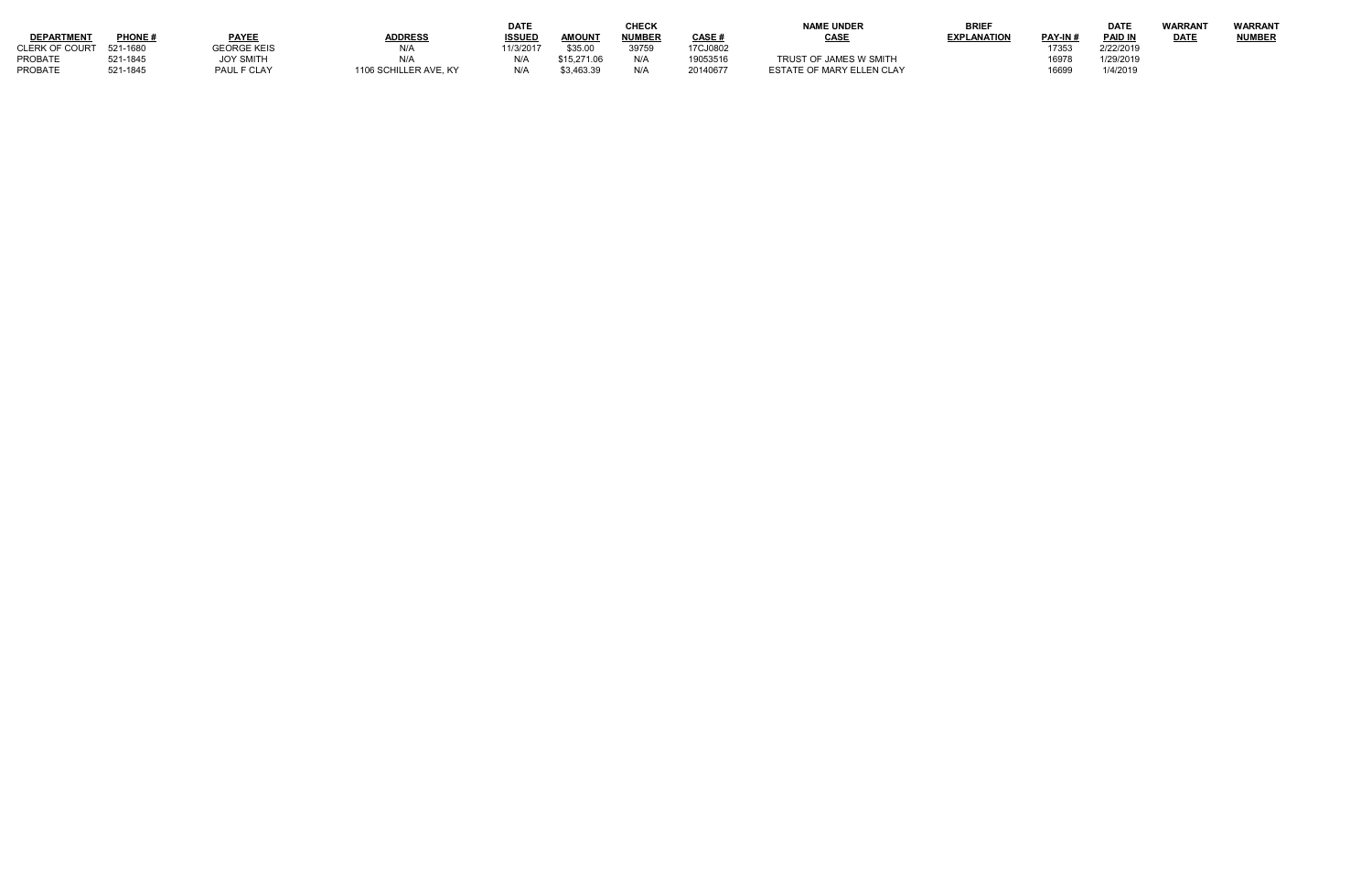| DEPARTMENT | PHONE # | PAYEE | ADDRESS | DATE ISSUED | AMOUNT | CHECK NUMBER | CASE # | NAME UNDER CASE | BRIEF EXPLANATION | PAY-IN # | DATE PAID IN | WARRANT DATE | WARRANT NUMBER |
|---|---|---|---|---|---|---|---|---|---|---|---|---|---|
| CLERK OF COURT | 521-1680 | GEORGE KEIS | N/A | 11/3/2017 | $35.00 | 39759 | 17CJ0802 | | | 17353 | 2/22/2019 | | |
| PROBATE | 521-1845 | JOY SMITH | N/A | N/A | $15,271.06 | N/A | 19053516 | TRUST OF JAMES W SMITH | | 16978 | 1/29/2019 | | |
| PROBATE | 521-1845 | PAUL F CLAY | 1106 SCHILLER AVE, KY | N/A | $3,463.39 | N/A | 20140677 | ESTATE OF MARY ELLEN CLAY | | 16699 | 1/4/2019 | | |